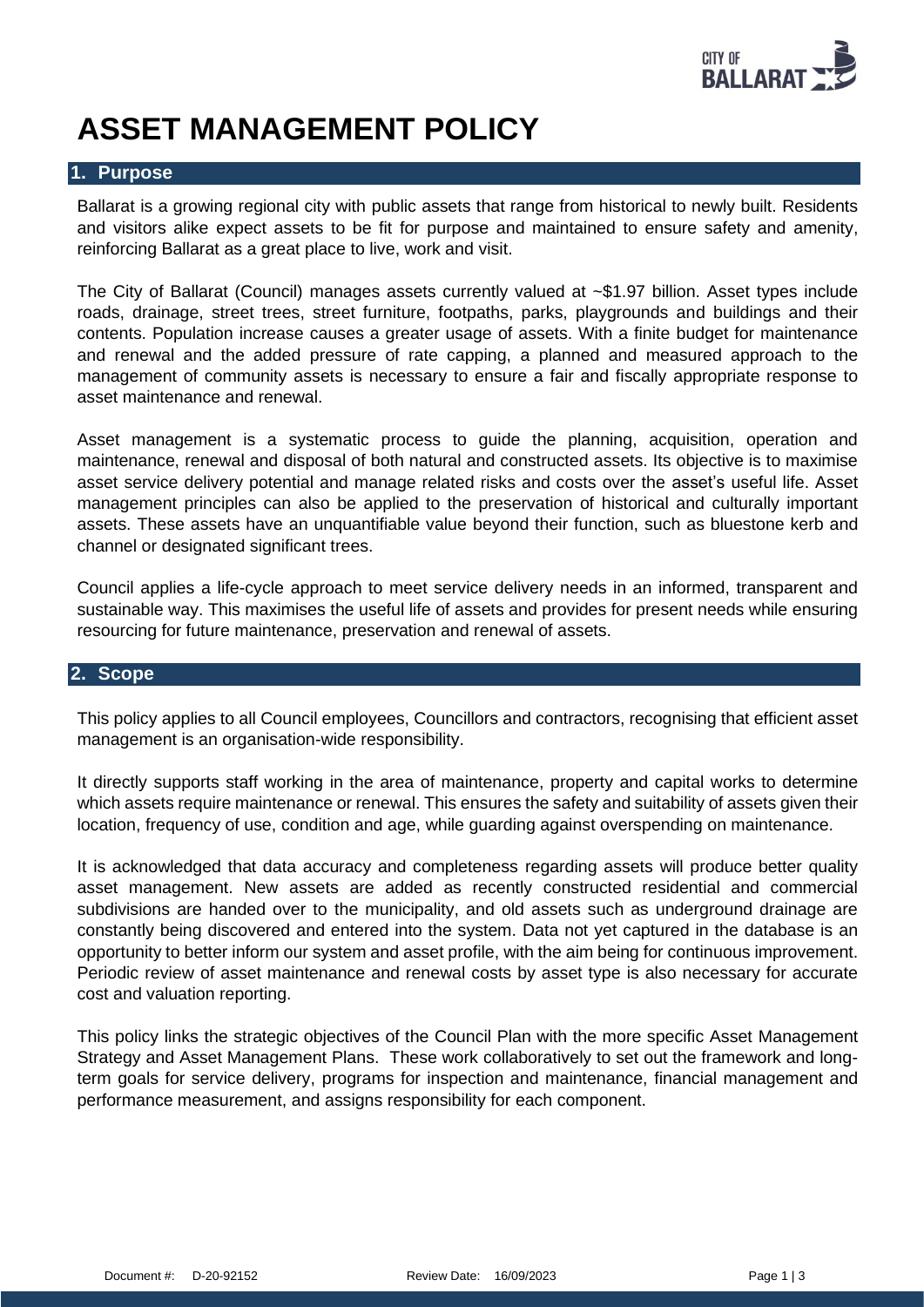# ASSET MANAGEMENT POLICY

## 1. Purpose

Ballarat is a growing regional city with public assets that range from historical to newly built. Residents and visitors alike expect assets to be fit for purpose and maintained to ensure safety and amenity, reinforcing Ballarat as a great place to live, work and visit.

The City of Ballarat (Council) manages assets currently valued at ~$1.97 billion. Asset types include roads, drainage, street trees, street furniture, footpaths, parks, playgrounds and buildings and their contents. Population increase causes a greater usage of assets. With a finite budget for maintenance and renewal and the added pressure of rate capping, a planned and measured approach to the management of community assets is necessary to ensure a fair and fiscally appropriate response to asset maintenance and renewal.

Asset management is a systematic process to guide the planning, acquisition, operation and maintenance, renewal and disposal of both natural and constructed assets. Its objective is to maximise asset service delivery potential and manage related risks and costs over the asset's useful life. Asset management principles can also be applied to the preservation of historical and culturally important assets. These assets have an unquantifiable value beyond their function, such as bluestone kerb and channel or designated significant trees.

Council applies a life-cycle approach to meet service delivery needs in an informed, transparent and sustainable way. This maximises the useful life of assets and provides for present needs while ensuring resourcing for future maintenance, preservation and renewal of assets.

## 2. Scope

This policy applies to all Council employees, Councillors and contractors, recognising that efficient asset management is an organisation-wide responsibility.

It directly supports staff working in the area of maintenance, property and capital works to determine which assets require maintenance or renewal. This ensures the safety and suitability of assets given their location, frequency of use, condition and age, while guarding against overspending on maintenance.

It is acknowledged that data accuracy and completeness regarding assets will produce better quality asset management. New assets are added as recently constructed residential and commercial subdivisions are handed over to the municipality, and old assets such as underground drainage are constantly being discovered and entered into the system. Data not yet captured in the database is an opportunity to better inform our system and asset profile, with the aim being for continuous improvement. Periodic review of asset maintenance and renewal costs by asset type is also necessary for accurate cost and valuation reporting.

This policy links the strategic objectives of the Council Plan with the more specific Asset Management Strategy and Asset Management Plans. These work collaboratively to set out the framework and long-term goals for service delivery, programs for inspection and maintenance, financial management and performance measurement, and assigns responsibility for each component.

Document #: D-20-92152 Review Date: 16/09/2023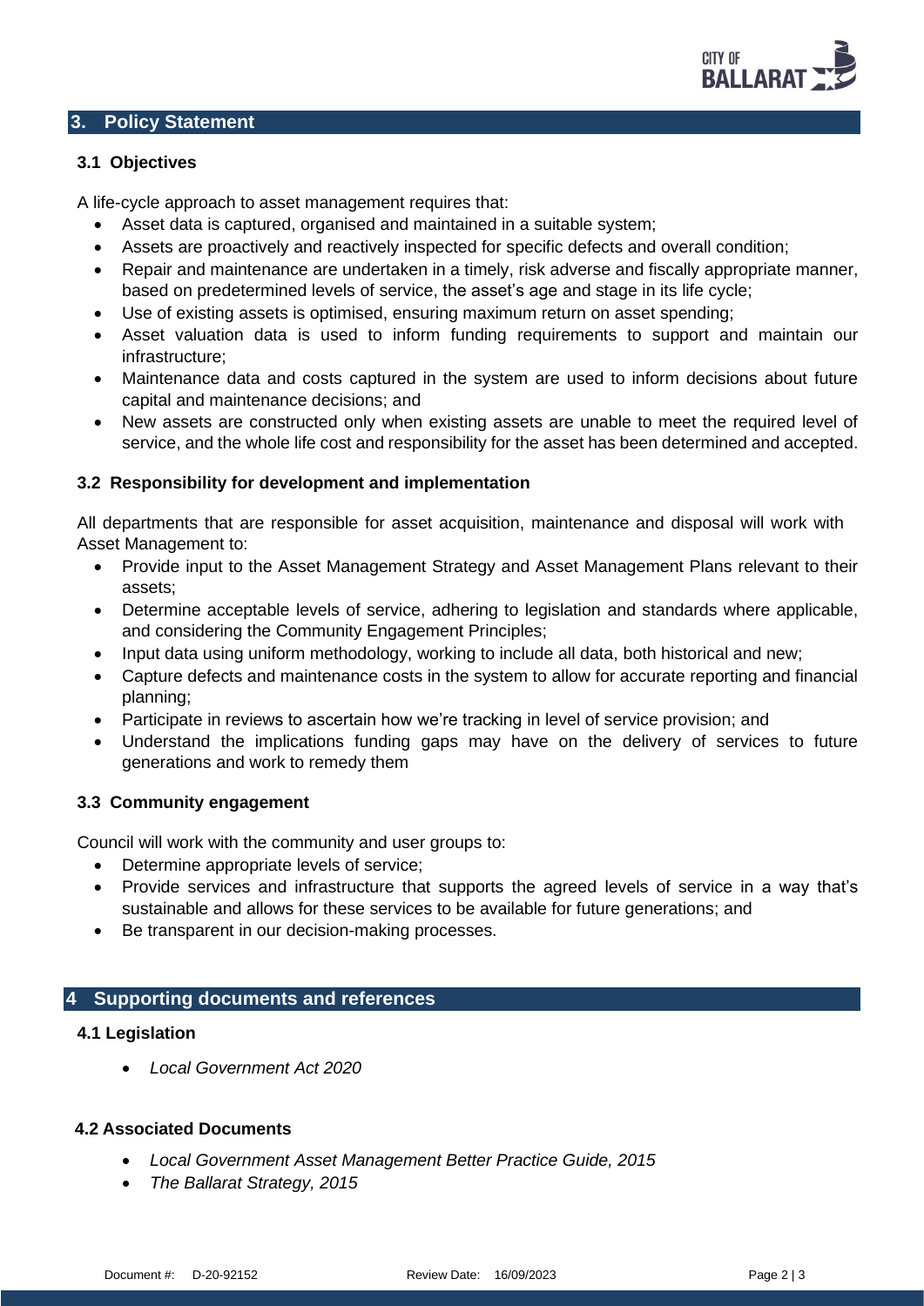## 3. Policy Statement

### 3.1 Objectives

A life-cycle approach to asset management requires that:

- Asset data is captured, organised and maintained in a suitable system;
- Assets are proactively and reactively inspected for specific defects and overall condition;
- Repair and maintenance are undertaken in a timely, risk adverse and fiscally appropriate manner, based on predetermined levels of service, the asset's age and stage in its life cycle;
- Use of existing assets is optimised, ensuring maximum return on asset spending;
- Asset valuation data is used to inform funding requirements to support and maintain our infrastructure;
- Maintenance data and costs captured in the system are used to inform decisions about future capital and maintenance decisions; and
- New assets are constructed only when existing assets are unable to meet the required level of service, and the whole life cost and responsibility for the asset has been determined and accepted.

### 3.2 Responsibility for development and implementation

All departments that are responsible for asset acquisition, maintenance and disposal will work with Asset Management to:

- Provide input to the Asset Management Strategy and Asset Management Plans relevant to their assets;
- Determine acceptable levels of service, adhering to legislation and standards where applicable, and considering the Community Engagement Principles;
- Input data using uniform methodology, working to include all data, both historical and new;
- Capture defects and maintenance costs in the system to allow for accurate reporting and financial planning;
- Participate in reviews to ascertain how we're tracking in level of service provision; and
- Understand the implications funding gaps may have on the delivery of services to future generations and work to remedy them

### 3.3 Community engagement

Council will work with the community and user groups to:

- Determine appropriate levels of service;
- Provide services and infrastructure that supports the agreed levels of service in a way that's sustainable and allows for these services to be available for future generations; and
- Be transparent in our decision-making processes.

## 4 Supporting documents and references

### 4.1 Legislation

- *Local Government Act 2020*

### 4.2 Associated Documents

- *Local Government Asset Management Better Practice Guide, 2015*
- *The Ballarat Strategy, 2015*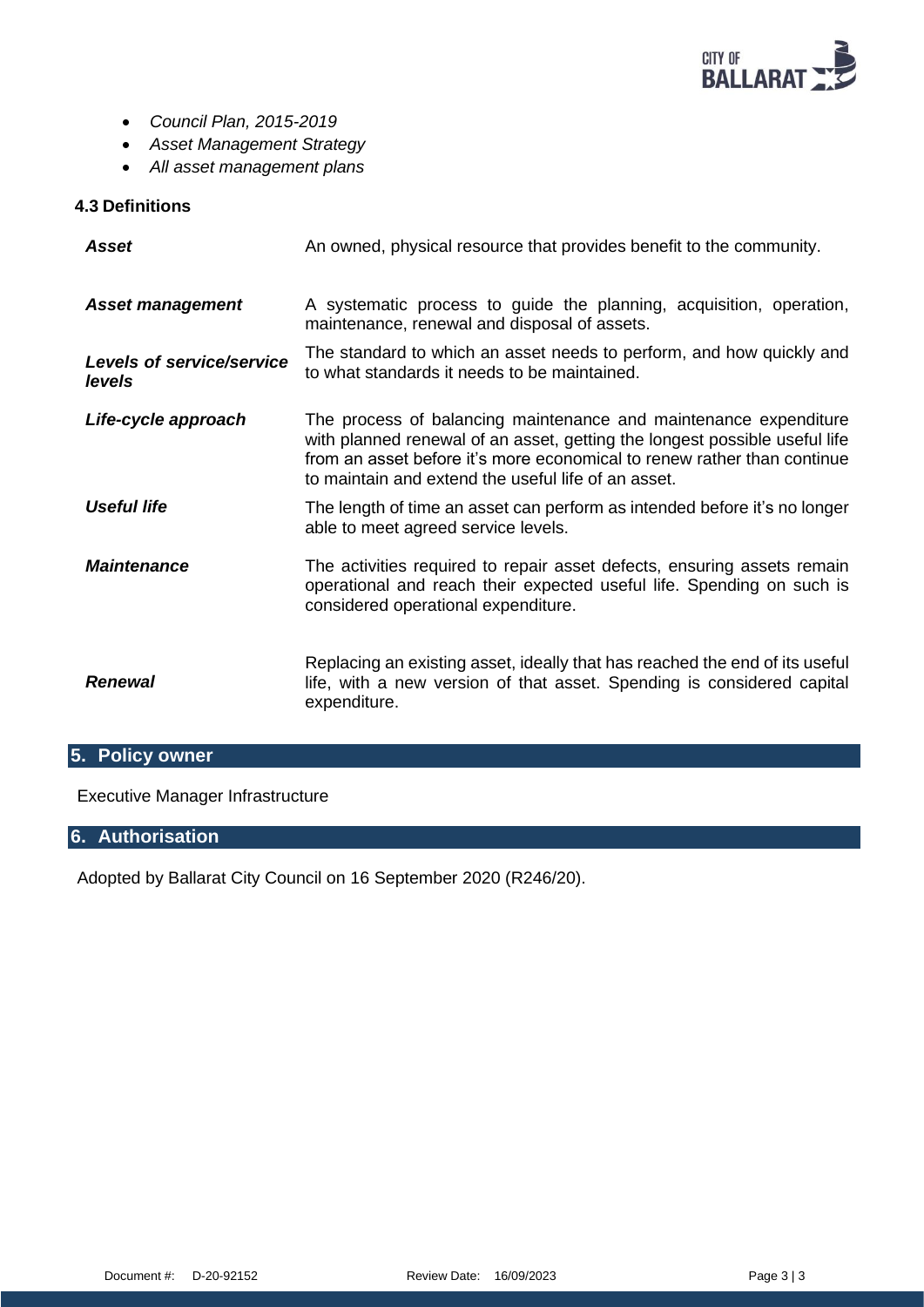- *Council Plan, 2015-2019*
- *Asset Management Strategy*
- *All asset management plans*

### 4.3 Definitions

| | |
|---|---|
| ***Asset*** | An owned, physical resource that provides benefit to the community. |
| ***Asset management*** | A systematic process to guide the planning, acquisition, operation, maintenance, renewal and disposal of assets. |
| ***Levels of service/service levels*** | The standard to which an asset needs to perform, and how quickly and to what standards it needs to be maintained. |
| ***Life-cycle approach*** | The process of balancing maintenance and maintenance expenditure with planned renewal of an asset, getting the longest possible useful life from an asset before it's more economical to renew rather than continue to maintain and extend the useful life of an asset. |
| ***Useful life*** | The length of time an asset can perform as intended before it's no longer able to meet agreed service levels. |
| ***Maintenance*** | The activities required to repair asset defects, ensuring assets remain operational and reach their expected useful life. Spending on such is considered operational expenditure. |
| ***Renewal*** | Replacing an existing asset, ideally that has reached the end of its useful life, with a new version of that asset. Spending is considered capital expenditure. |

## 5. Policy owner

Executive Manager Infrastructure

## 6. Authorisation

Adopted by Ballarat City Council on 16 September 2020 (R246/20).